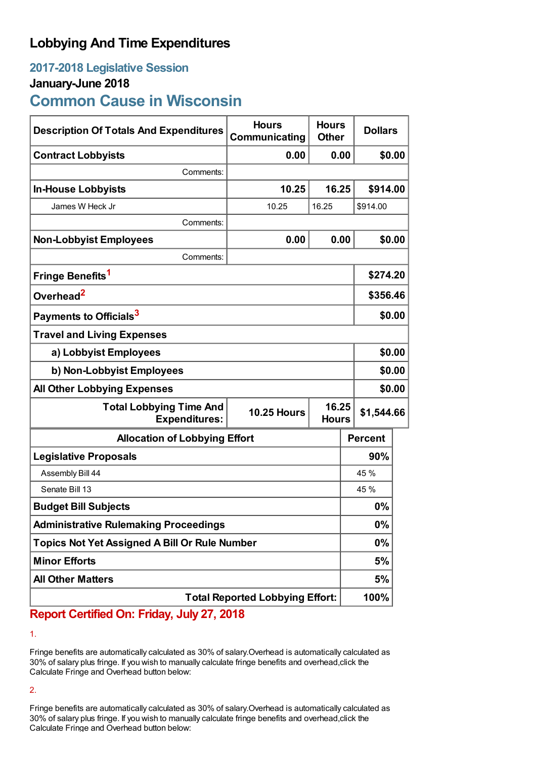# Lobbying And Time Expenditures

## 2017-2018 Legislative Session

### January-June 2018

## Common Cause in Wisconsin

| Description Of Totals And Expenditures | Hours Communicating | Hours Other | Dollars |
|---|---|---|---|
| **Contract Lobbyists** | **0.00** | **0.00** | **$0.00** |
| Comments: | | | |
| **In-House Lobbyists** | **10.25** | **16.25** | **$914.00** |
| James W Heck Jr | 10.25 | 16.25 | $914.00 |
| Comments: | | | |
| **Non-Lobbyist Employees** | **0.00** | **0.00** | **$0.00** |
| Comments: | | | |
| **Fringe Benefits**[1] | | | **$274.20** |
| **Overhead**[2] | | | **$356.46** |
| **Payments to Officials**[3] | | | **$0.00** |
| **Travel and Living Expenses** | | | |
| **a) Lobbyist Employees** | | | **$0.00** |
| **b) Non-Lobbyist Employees** | | | **$0.00** |
| **All Other Lobbying Expenses** | | | **$0.00** |
| **Total Lobbying Time And Expenditures:** | **10.25 Hours** | **16.25 Hours** | **$1,544.66** |

| Allocation of Lobbying Effort | Percent |
|---|---|
| **Legislative Proposals** | **90%** |
| Assembly Bill 44 | 45 % |
| Senate Bill 13 | 45 % |
| **Budget Bill Subjects** | **0%** |
| **Administrative Rulemaking Proceedings** | **0%** |
| **Topics Not Yet Assigned A Bill Or Rule Number** | **0%** |
| **Minor Efforts** | **5%** |
| **All Other Matters** | **5%** |
| **Total Reported Lobbying Effort:** | **100%** |

**Report Certified On: Friday, July 27, 2018**

1.

Fringe benefits are automatically calculated as 30% of salary.Overhead is automatically calculated as 30% of salary plus fringe. If you wish to manually calculate fringe benefits and overhead,click the Calculate Fringe and Overhead button below:

2.

Fringe benefits are automatically calculated as 30% of salary.Overhead is automatically calculated as 30% of salary plus fringe. If you wish to manually calculate fringe benefits and overhead,click the Calculate Fringe and Overhead button below: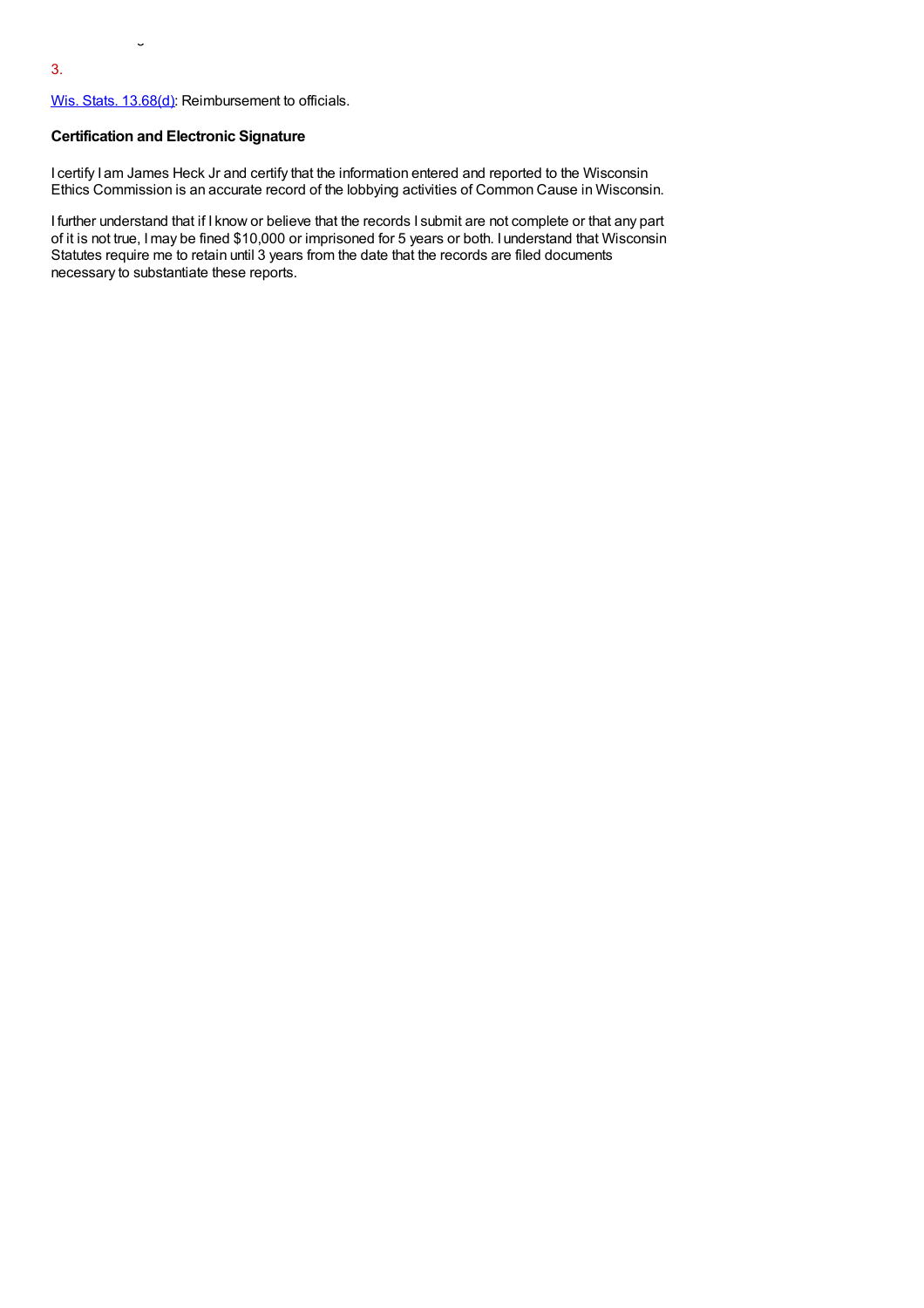3.

Wis. Stats. 13.68(d): Reimbursement to officials.

**Certification and Electronic Signature**

I certify I am James Heck Jr and certify that the information entered and reported to the Wisconsin Ethics Commission is an accurate record of the lobbying activities of Common Cause in Wisconsin.

I further understand that if I know or believe that the records I submit are not complete or that any part of it is not true, I may be fined $10,000 or imprisoned for 5 years or both. I understand that Wisconsin Statutes require me to retain until 3 years from the date that the records are filed documents necessary to substantiate these reports.